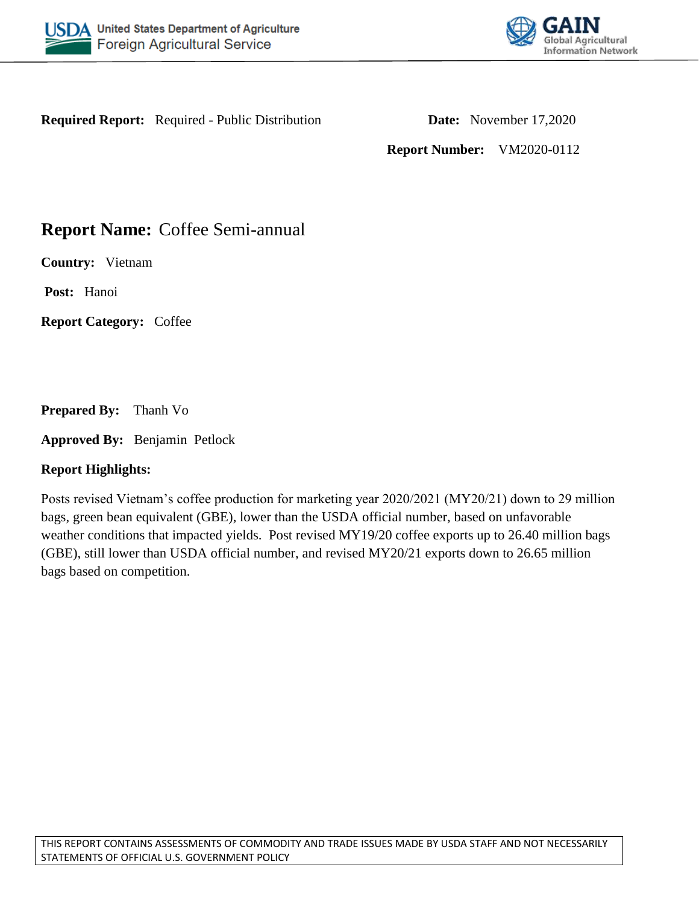USDA United States Department of Agriculture
Foreign Agricultural Service

GAIN Global Agricultural Information Network

**Required Report:** Required - Public Distribution

**Date:** November 17,2020

**Report Number:** VM2020-0112

# **Report Name:** Coffee Semi-annual

**Country:** Vietnam

**Post:** Hanoi

**Report Category:** Coffee

**Prepared By:** Thanh Vo

**Approved By:** Benjamin Petlock

**Report Highlights:**

Posts revised Vietnam's coffee production for marketing year 2020/2021 (MY20/21) down to 29 million bags, green bean equivalent (GBE), lower than the USDA official number, based on unfavorable weather conditions that impacted yields. Post revised MY19/20 coffee exports up to 26.40 million bags (GBE), still lower than USDA official number, and revised MY20/21 exports down to 26.65 million bags based on competition.

THIS REPORT CONTAINS ASSESSMENTS OF COMMODITY AND TRADE ISSUES MADE BY USDA STAFF AND NOT NECESSARILY STATEMENTS OF OFFICIAL U.S. GOVERNMENT POLICY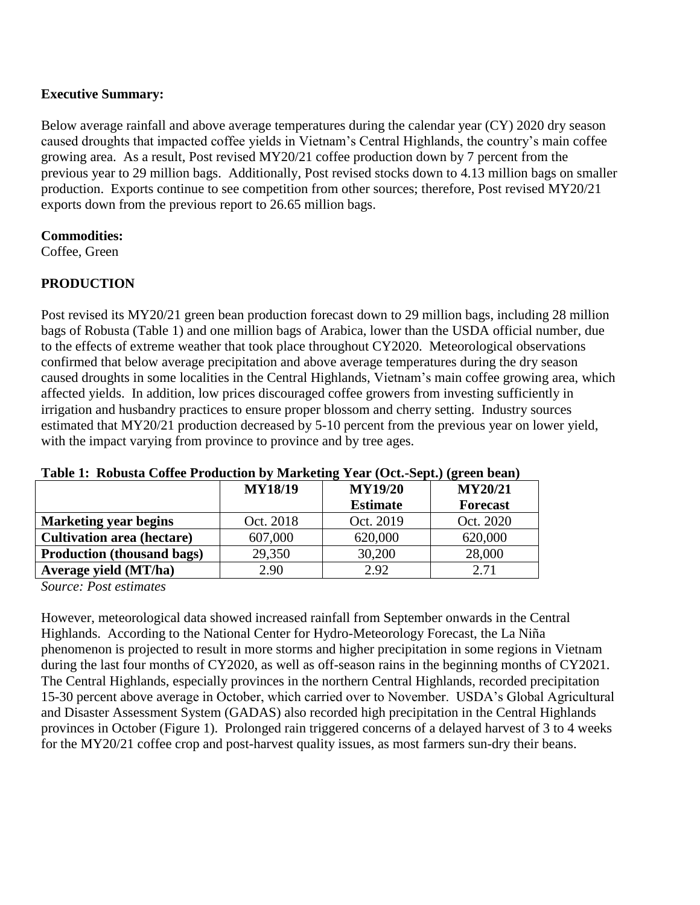**Executive Summary:**

Below average rainfall and above average temperatures during the calendar year (CY) 2020 dry season caused droughts that impacted coffee yields in Vietnam's Central Highlands, the country's main coffee growing area. As a result, Post revised MY20/21 coffee production down by 7 percent from the previous year to 29 million bags. Additionally, Post revised stocks down to 4.13 million bags on smaller production. Exports continue to see competition from other sources; therefore, Post revised MY20/21 exports down from the previous report to 26.65 million bags.

**Commodities:**

Coffee, Green

## PRODUCTION

Post revised its MY20/21 green bean production forecast down to 29 million bags, including 28 million bags of Robusta (Table 1) and one million bags of Arabica, lower than the USDA official number, due to the effects of extreme weather that took place throughout CY2020. Meteorological observations confirmed that below average precipitation and above average temperatures during the dry season caused droughts in some localities in the Central Highlands, Vietnam's main coffee growing area, which affected yields. In addition, low prices discouraged coffee growers from investing sufficiently in irrigation and husbandry practices to ensure proper blossom and cherry setting. Industry sources estimated that MY20/21 production decreased by 5-10 percent from the previous year on lower yield, with the impact varying from province to province and by tree ages.

**Table 1: Robusta Coffee Production by Marketing Year (Oct.-Sept.) (green bean)**

| | MY18/19 | MY19/20 Estimate | MY20/21 Forecast |
|---|---|---|---|
| **Marketing year begins** | Oct. 2018 | Oct. 2019 | Oct. 2020 |
| **Cultivation area (hectare)** | 607,000 | 620,000 | 620,000 |
| **Production (thousand bags)** | 29,350 | 30,200 | 28,000 |
| **Average yield (MT/ha)** | 2.90 | 2.92 | 2.71 |

*Source: Post estimates*

However, meteorological data showed increased rainfall from September onwards in the Central Highlands. According to the National Center for Hydro-Meteorology Forecast, the La Niña phenomenon is projected to result in more storms and higher precipitation in some regions in Vietnam during the last four months of CY2020, as well as off-season rains in the beginning months of CY2021. The Central Highlands, especially provinces in the northern Central Highlands, recorded precipitation 15-30 percent above average in October, which carried over to November. USDA's Global Agricultural and Disaster Assessment System (GADAS) also recorded high precipitation in the Central Highlands provinces in October (Figure 1). Prolonged rain triggered concerns of a delayed harvest of 3 to 4 weeks for the MY20/21 coffee crop and post-harvest quality issues, as most farmers sun-dry their beans.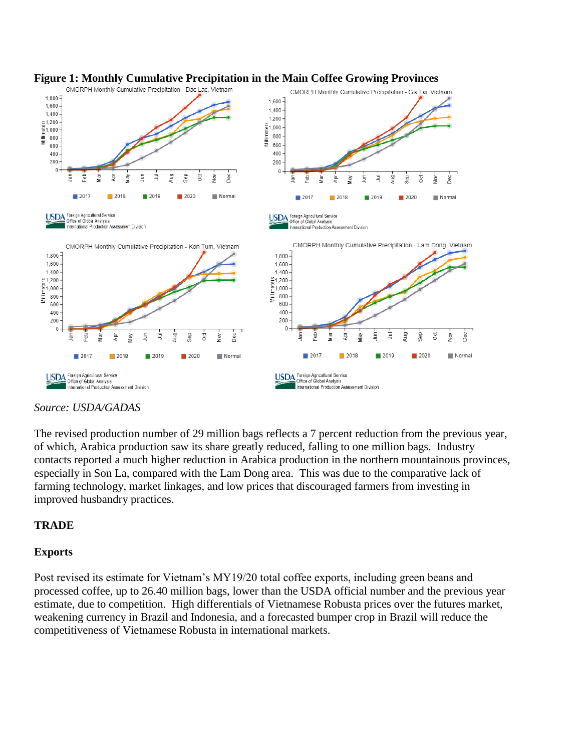**Figure 1: Monthly Cumulative Precipitation in the Main Coffee Growing Provinces**

*Source: USDA/GADAS*

The revised production number of 29 million bags reflects a 7 percent reduction from the previous year, of which, Arabica production saw its share greatly reduced, falling to one million bags. Industry contacts reported a much higher reduction in Arabica production in the northern mountainous provinces, especially in Son La, compared with the Lam Dong area. This was due to the comparative lack of farming technology, market linkages, and low prices that discouraged farmers from investing in improved husbandry practices.

## TRADE

### Exports

Post revised its estimate for Vietnam's MY19/20 total coffee exports, including green beans and processed coffee, up to 26.40 million bags, lower than the USDA official number and the previous year estimate, due to competition. High differentials of Vietnamese Robusta prices over the futures market, weakening currency in Brazil and Indonesia, and a forecasted bumper crop in Brazil will reduce the competitiveness of Vietnamese Robusta in international markets.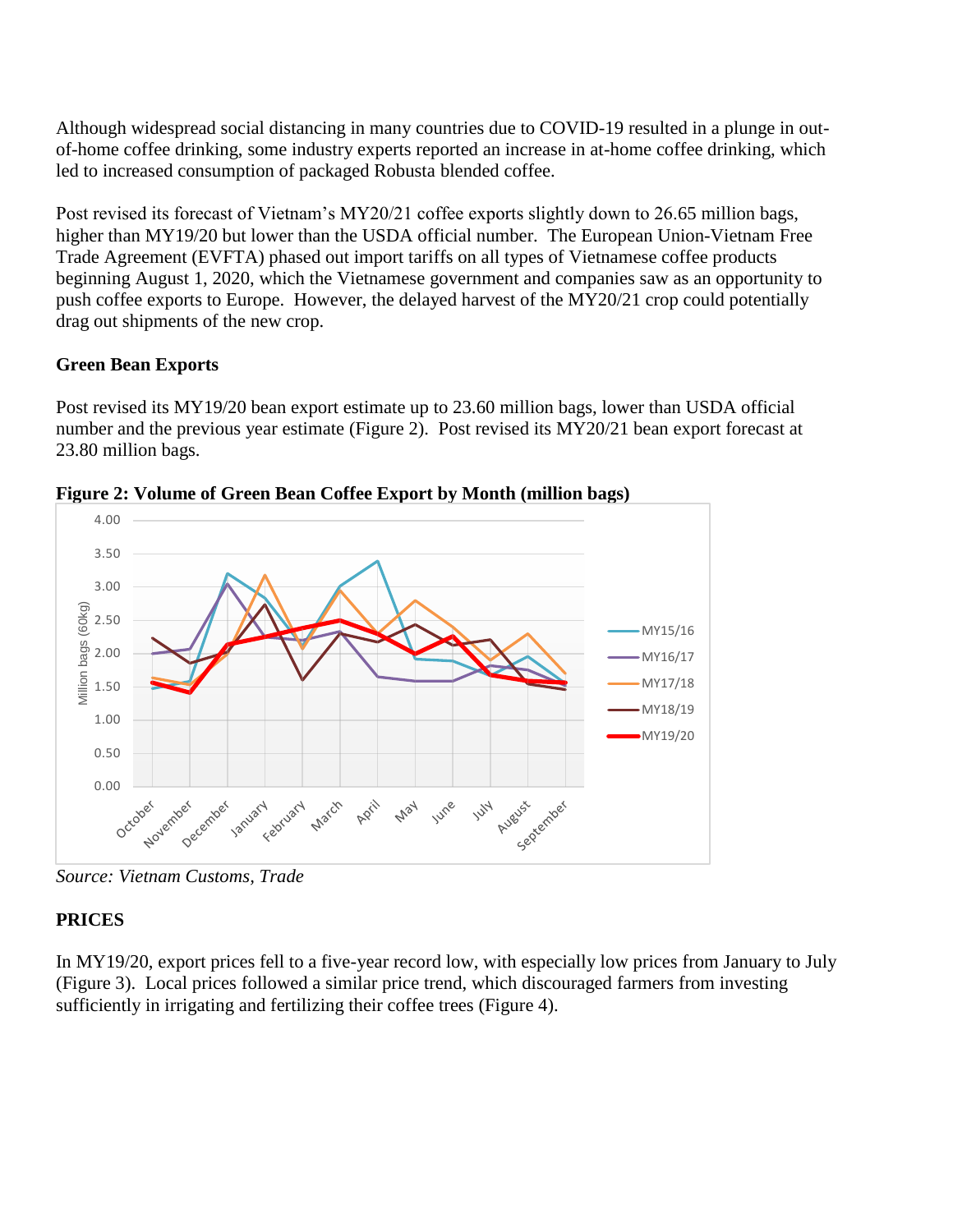Although widespread social distancing in many countries due to COVID-19 resulted in a plunge in out-of-home coffee drinking, some industry experts reported an increase in at-home coffee drinking, which led to increased consumption of packaged Robusta blended coffee.

Post revised its forecast of Vietnam's MY20/21 coffee exports slightly down to 26.65 million bags, higher than MY19/20 but lower than the USDA official number. The European Union-Vietnam Free Trade Agreement (EVFTA) phased out import tariffs on all types of Vietnamese coffee products beginning August 1, 2020, which the Vietnamese government and companies saw as an opportunity to push coffee exports to Europe. However, the delayed harvest of the MY20/21 crop could potentially drag out shipments of the new crop.

**Green Bean Exports**

Post revised its MY19/20 bean export estimate up to 23.60 million bags, lower than USDA official number and the previous year estimate (Figure 2). Post revised its MY20/21 bean export forecast at 23.80 million bags.

**Figure 2: Volume of Green Bean Coffee Export by Month (million bags)**

*Source: Vietnam Customs, Trade*

**PRICES**

In MY19/20, export prices fell to a five-year record low, with especially low prices from January to July (Figure 3). Local prices followed a similar price trend, which discouraged farmers from investing sufficiently in irrigating and fertilizing their coffee trees (Figure 4).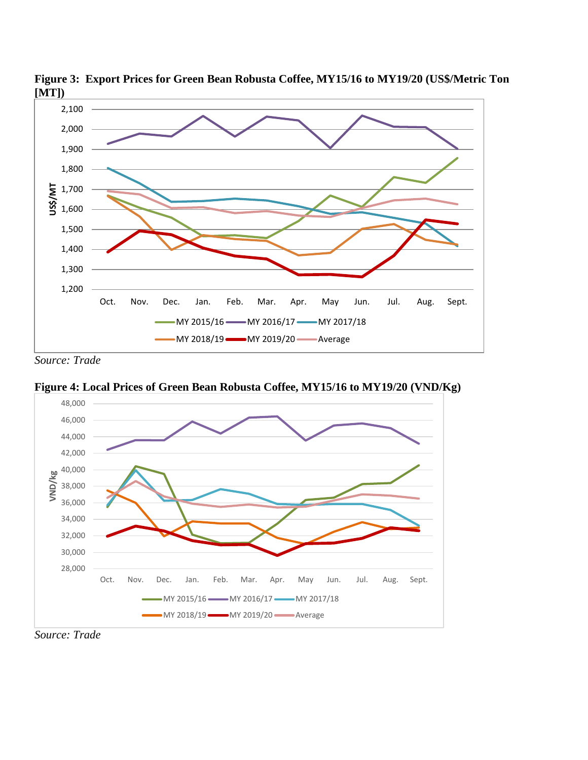**Figure 3: Export Prices for Green Bean Robusta Coffee, MY15/16 to MY19/20 (US$/Metric Ton [MT])**

*Source: Trade*

**Figure 4: Local Prices of Green Bean Robusta Coffee, MY15/16 to MY19/20 (VND/Kg)**

*Source: Trade*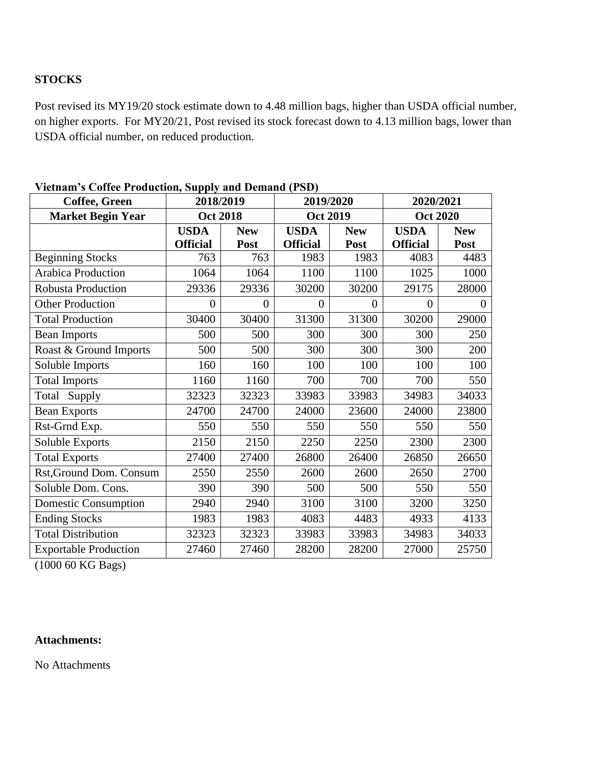**STOCKS**

Post revised its MY19/20 stock estimate down to 4.48 million bags, higher than USDA official number, on higher exports. For MY20/21, Post revised its stock forecast down to 4.13 million bags, lower than USDA official number, on reduced production.

**Vietnam's Coffee Production, Supply and Demand (PSD)**

| Coffee, Green | 2018/2019 | | 2019/2020 | | 2020/2021 | |
|---|---|---|---|---|---|---|
| Market Begin Year | Oct 2018 | | Oct 2019 | | Oct 2020 | |
| | USDA Official | New Post | USDA Official | New Post | USDA Official | New Post |
| Beginning Stocks | 763 | 763 | 1983 | 1983 | 4083 | 4483 |
| Arabica Production | 1064 | 1064 | 1100 | 1100 | 1025 | 1000 |
| Robusta Production | 29336 | 29336 | 30200 | 30200 | 29175 | 28000 |
| Other Production | 0 | 0 | 0 | 0 | 0 | 0 |
| Total Production | 30400 | 30400 | 31300 | 31300 | 30200 | 29000 |
| Bean Imports | 500 | 500 | 300 | 300 | 300 | 250 |
| Roast & Ground Imports | 500 | 500 | 300 | 300 | 300 | 200 |
| Soluble Imports | 160 | 160 | 100 | 100 | 100 | 100 |
| Total Imports | 1160 | 1160 | 700 | 700 | 700 | 550 |
| Total Supply | 32323 | 32323 | 33983 | 33983 | 34983 | 34033 |
| Bean Exports | 24700 | 24700 | 24000 | 23600 | 24000 | 23800 |
| Rst-Grnd Exp. | 550 | 550 | 550 | 550 | 550 | 550 |
| Soluble Exports | 2150 | 2150 | 2250 | 2250 | 2300 | 2300 |
| Total Exports | 27400 | 27400 | 26800 | 26400 | 26850 | 26650 |
| Rst,Ground Dom. Consum | 2550 | 2550 | 2600 | 2600 | 2650 | 2700 |
| Soluble Dom. Cons. | 390 | 390 | 500 | 500 | 550 | 550 |
| Domestic Consumption | 2940 | 2940 | 3100 | 3100 | 3200 | 3250 |
| Ending Stocks | 1983 | 1983 | 4083 | 4483 | 4933 | 4133 |
| Total Distribution | 32323 | 32323 | 33983 | 33983 | 34983 | 34033 |
| Exportable Production | 27460 | 27460 | 28200 | 28200 | 27000 | 25750 |

(1000 60 KG Bags)

**Attachments:**

No Attachments